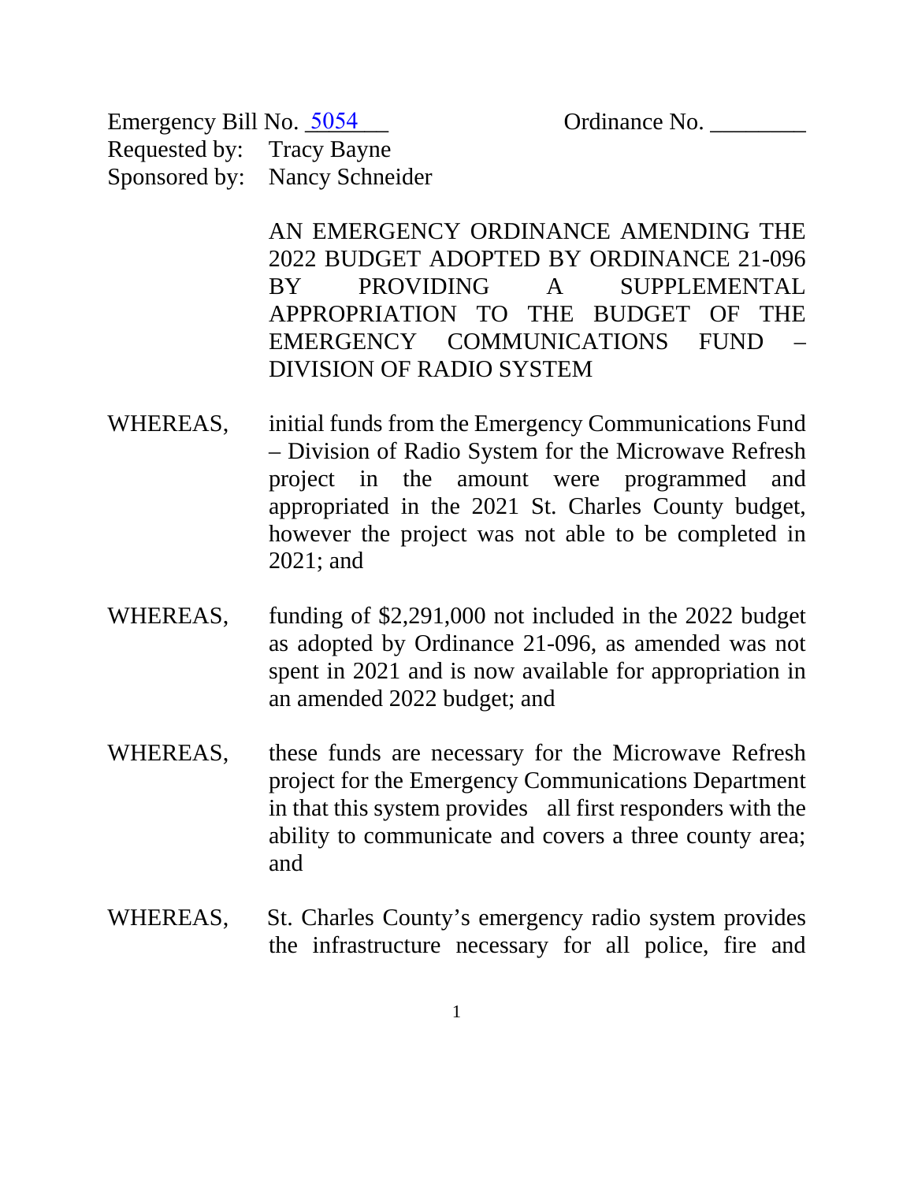Emergency Bill No. 5054 Ordinance No. ________

Requested by: Tracy Bayne

Sponsored by: Nancy Schneider

AN EMERGENCY ORDINANCE AMENDING THE 2022 BUDGET ADOPTED BY ORDINANCE 21-096 BY PROVIDING A SUPPLEMENTAL APPROPRIATION TO THE BUDGET OF THE EMERGENCY COMMUNICATIONS FUND – DIVISION OF RADIO SYSTEM

WHEREAS, initial funds from the Emergency Communications Fund – Division of Radio System for the Microwave Refresh project in the amount were programmed and appropriated in the 2021 St. Charles County budget, however the project was not able to be completed in 2021; and

WHEREAS, funding of $2,291,000 not included in the 2022 budget as adopted by Ordinance 21-096, as amended was not spent in 2021 and is now available for appropriation in an amended 2022 budget; and

WHEREAS, these funds are necessary for the Microwave Refresh project for the Emergency Communications Department in that this system provides all first responders with the ability to communicate and covers a three county area; and

WHEREAS, St. Charles County's emergency radio system provides the infrastructure necessary for all police, fire and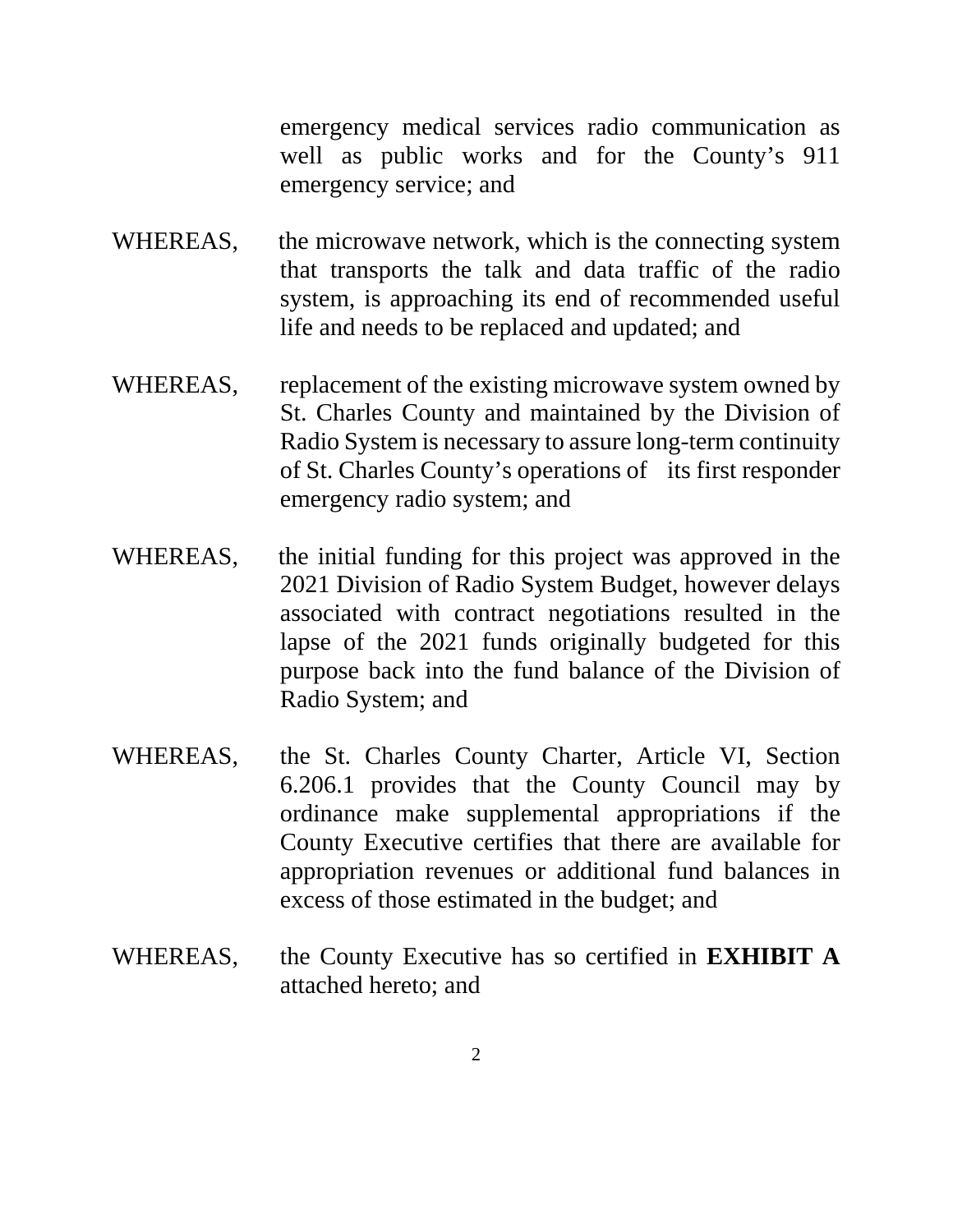emergency medical services radio communication as well as public works and for the County's 911 emergency service; and

WHEREAS, the microwave network, which is the connecting system that transports the talk and data traffic of the radio system, is approaching its end of recommended useful life and needs to be replaced and updated; and

WHEREAS, replacement of the existing microwave system owned by St. Charles County and maintained by the Division of Radio System is necessary to assure long-term continuity of St. Charles County's operations of its first responder emergency radio system; and

WHEREAS, the initial funding for this project was approved in the 2021 Division of Radio System Budget, however delays associated with contract negotiations resulted in the lapse of the 2021 funds originally budgeted for this purpose back into the fund balance of the Division of Radio System; and

WHEREAS, the St. Charles County Charter, Article VI, Section 6.206.1 provides that the County Council may by ordinance make supplemental appropriations if the County Executive certifies that there are available for appropriation revenues or additional fund balances in excess of those estimated in the budget; and

WHEREAS, the County Executive has so certified in **EXHIBIT A** attached hereto; and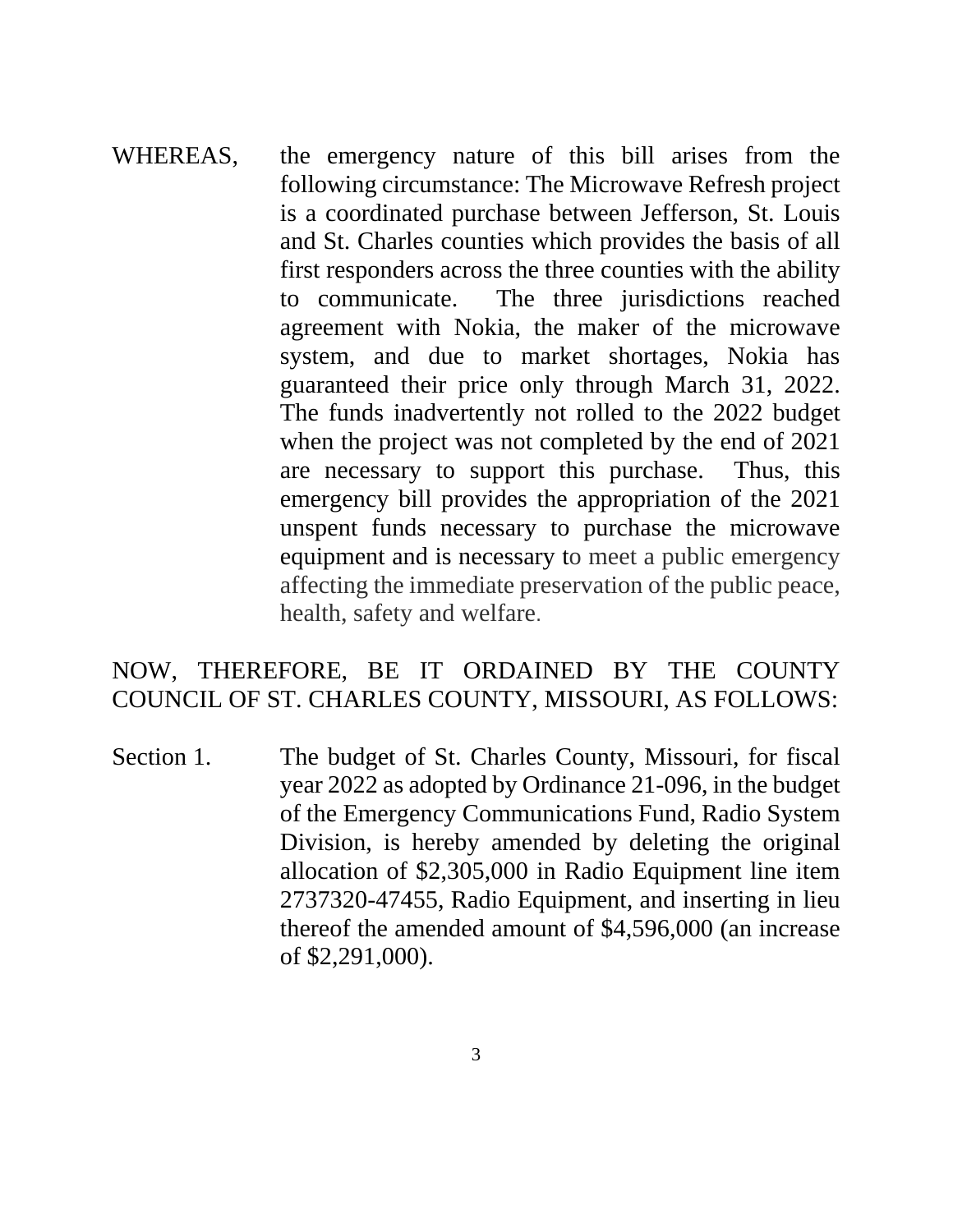WHEREAS, the emergency nature of this bill arises from the following circumstance: The Microwave Refresh project is a coordinated purchase between Jefferson, St. Louis and St. Charles counties which provides the basis of all first responders across the three counties with the ability to communicate. The three jurisdictions reached agreement with Nokia, the maker of the microwave system, and due to market shortages, Nokia has guaranteed their price only through March 31, 2022. The funds inadvertently not rolled to the 2022 budget when the project was not completed by the end of 2021 are necessary to support this purchase. Thus, this emergency bill provides the appropriation of the 2021 unspent funds necessary to purchase the microwave equipment and is necessary to meet a public emergency affecting the immediate preservation of the public peace, health, safety and welfare.

NOW, THEREFORE, BE IT ORDAINED BY THE COUNTY COUNCIL OF ST. CHARLES COUNTY, MISSOURI, AS FOLLOWS:

Section 1. The budget of St. Charles County, Missouri, for fiscal year 2022 as adopted by Ordinance 21-096, in the budget of the Emergency Communications Fund, Radio System Division, is hereby amended by deleting the original allocation of $2,305,000 in Radio Equipment line item 2737320-47455, Radio Equipment, and inserting in lieu thereof the amended amount of $4,596,000 (an increase of $2,291,000).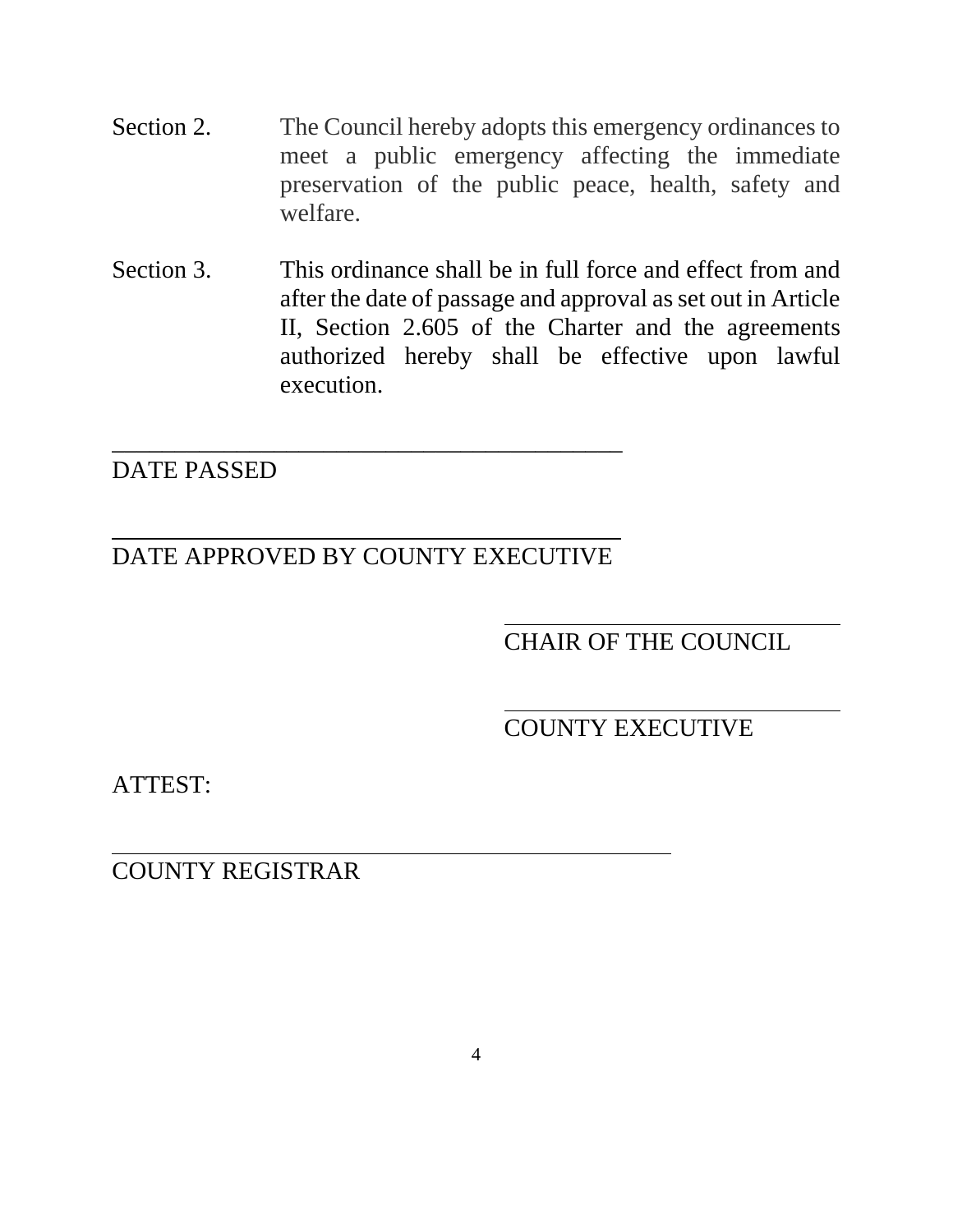Section 2. The Council hereby adopts this emergency ordinances to meet a public emergency affecting the immediate preservation of the public peace, health, safety and welfare.

Section 3. This ordinance shall be in full force and effect from and after the date of passage and approval as set out in Article II, Section 2.605 of the Charter and the agreements authorized hereby shall be effective upon lawful execution.

\_\_\_\_\_\_\_\_\_\_\_\_\_\_\_\_\_\_\_\_\_\_\_\_\_\_\_\_\_\_\_\_\_\_\_\_\_\_\_\_

DATE PASSED

\_\_\_\_\_\_\_\_\_\_\_\_\_\_\_\_\_\_\_\_\_\_\_\_\_\_\_\_\_\_\_\_\_\_\_\_\_\_\_\_

DATE APPROVED BY COUNTY EXECUTIVE

\_\_\_\_\_\_\_\_\_\_\_\_\_\_\_\_\_\_\_\_\_\_\_\_\_\_\_\_

CHAIR OF THE COUNCIL

\_\_\_\_\_\_\_\_\_\_\_\_\_\_\_\_\_\_\_\_\_\_\_\_\_\_\_\_

COUNTY EXECUTIVE

ATTEST:

\_\_\_\_\_\_\_\_\_\_\_\_\_\_\_\_\_\_\_\_\_\_\_\_\_\_\_\_\_\_\_\_\_\_\_\_\_\_\_\_\_\_\_\_

COUNTY REGISTRAR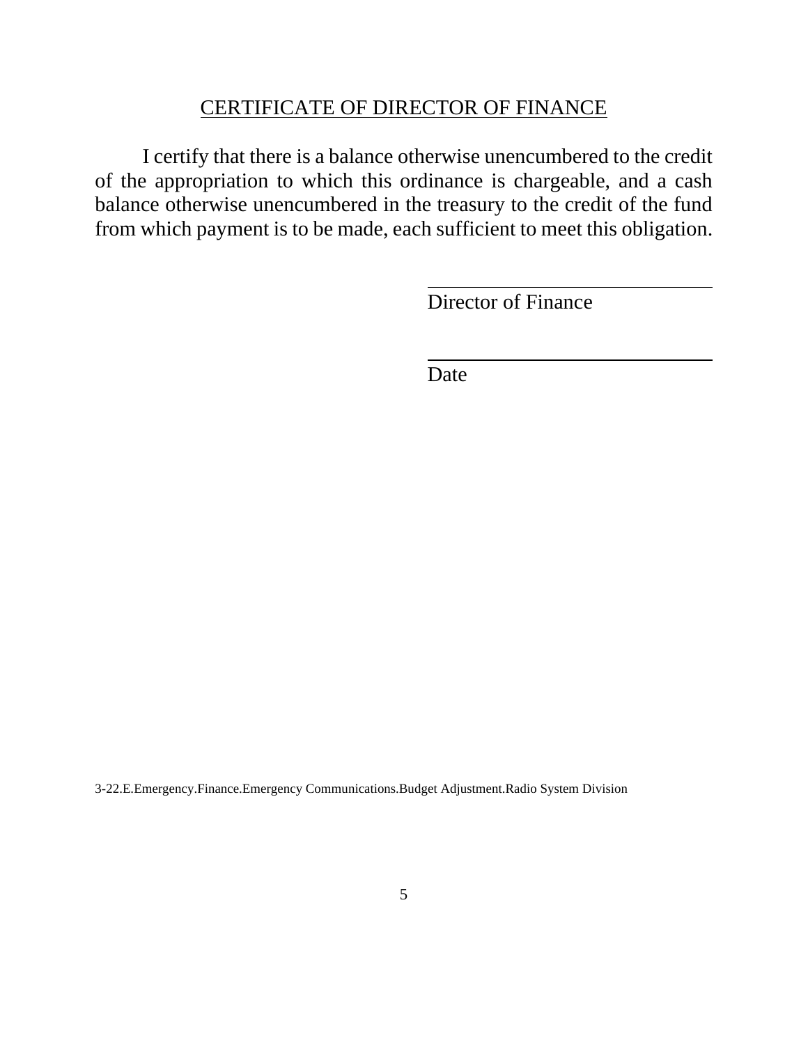## CERTIFICATE OF DIRECTOR OF FINANCE

I certify that there is a balance otherwise unencumbered to the credit of the appropriation to which this ordinance is chargeable, and a cash balance otherwise unencumbered in the treasury to the credit of the fund from which payment is to be made, each sufficient to meet this obligation.

\_\_\_\_\_\_\_\_\_\_\_\_\_\_\_\_\_\_\_\_\_\_\_\_\_\_\_\_\_\_
Director of Finance

\_\_\_\_\_\_\_\_\_\_\_\_\_\_\_\_\_\_\_\_\_\_\_\_\_\_\_\_\_\_
Date

3-22.E.Emergency.Finance.Emergency Communications.Budget Adjustment.Radio System Division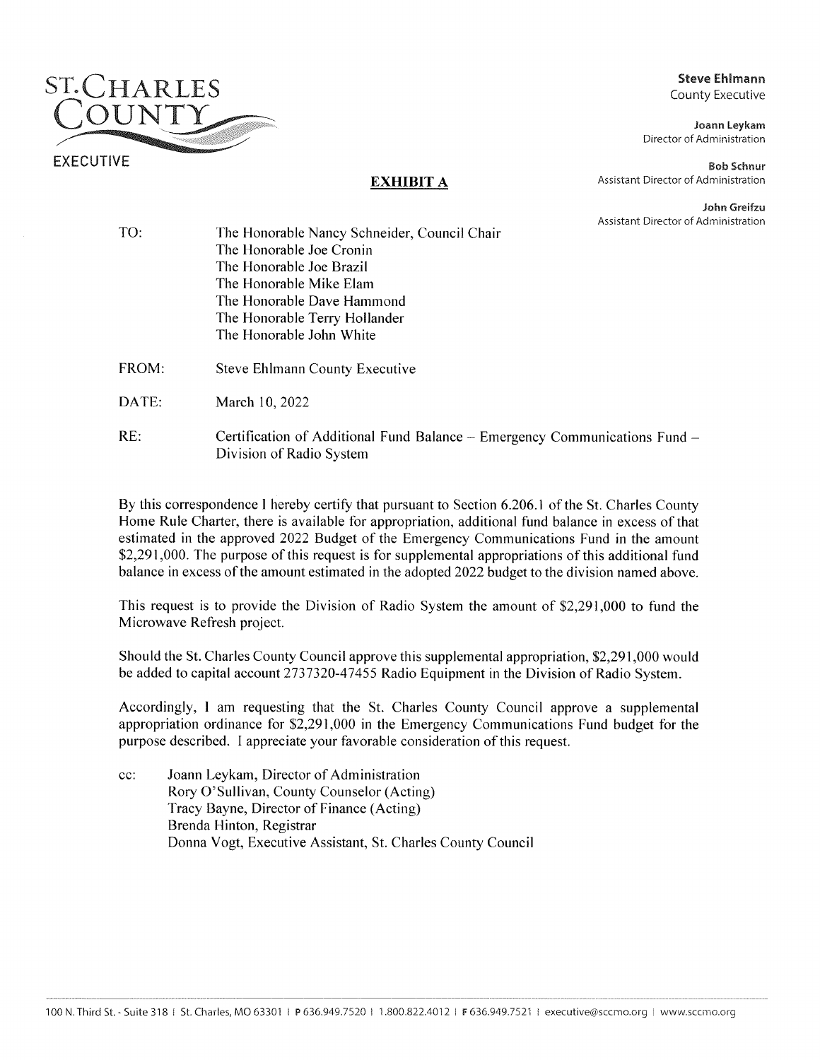ST. CHARLES COUNTY

EXECUTIVE

**Steve Ehlmann**
County Executive

**Joann Leykam**
Director of Administration

**Bob Schnur**
Assistant Director of Administration

**John Greifzu**
Assistant Director of Administration

## EXHIBIT A

TO: The Honorable Nancy Schneider, Council Chair
The Honorable Joe Cronin
The Honorable Joe Brazil
The Honorable Mike Elam
The Honorable Dave Hammond
The Honorable Terry Hollander
The Honorable John White

FROM: Steve Ehlmann County Executive

DATE: March 10, 2022

RE: Certification of Additional Fund Balance – Emergency Communications Fund – Division of Radio System

By this correspondence I hereby certify that pursuant to Section 6.206.1 of the St. Charles County Home Rule Charter, there is available for appropriation, additional fund balance in excess of that estimated in the approved 2022 Budget of the Emergency Communications Fund in the amount $2,291,000. The purpose of this request is for supplemental appropriations of this additional fund balance in excess of the amount estimated in the adopted 2022 budget to the division named above.

This request is to provide the Division of Radio System the amount of $2,291,000 to fund the Microwave Refresh project.

Should the St. Charles County Council approve this supplemental appropriation, $2,291,000 would be added to capital account 2737320-47455 Radio Equipment in the Division of Radio System.

Accordingly, I am requesting that the St. Charles County Council approve a supplemental appropriation ordinance for $2,291,000 in the Emergency Communications Fund budget for the purpose described. I appreciate your favorable consideration of this request.

cc: Joann Leykam, Director of Administration
Rory O'Sullivan, County Counselor (Acting)
Tracy Bayne, Director of Finance (Acting)
Brenda Hinton, Registrar
Donna Vogt, Executive Assistant, St. Charles County Council

100 N. Third St. - Suite 318 | St. Charles, MO 63301 | P 636.949.7520 | 1.800.822.4012 | F 636.949.7521 | executive@sccmo.org | www.sccmo.org